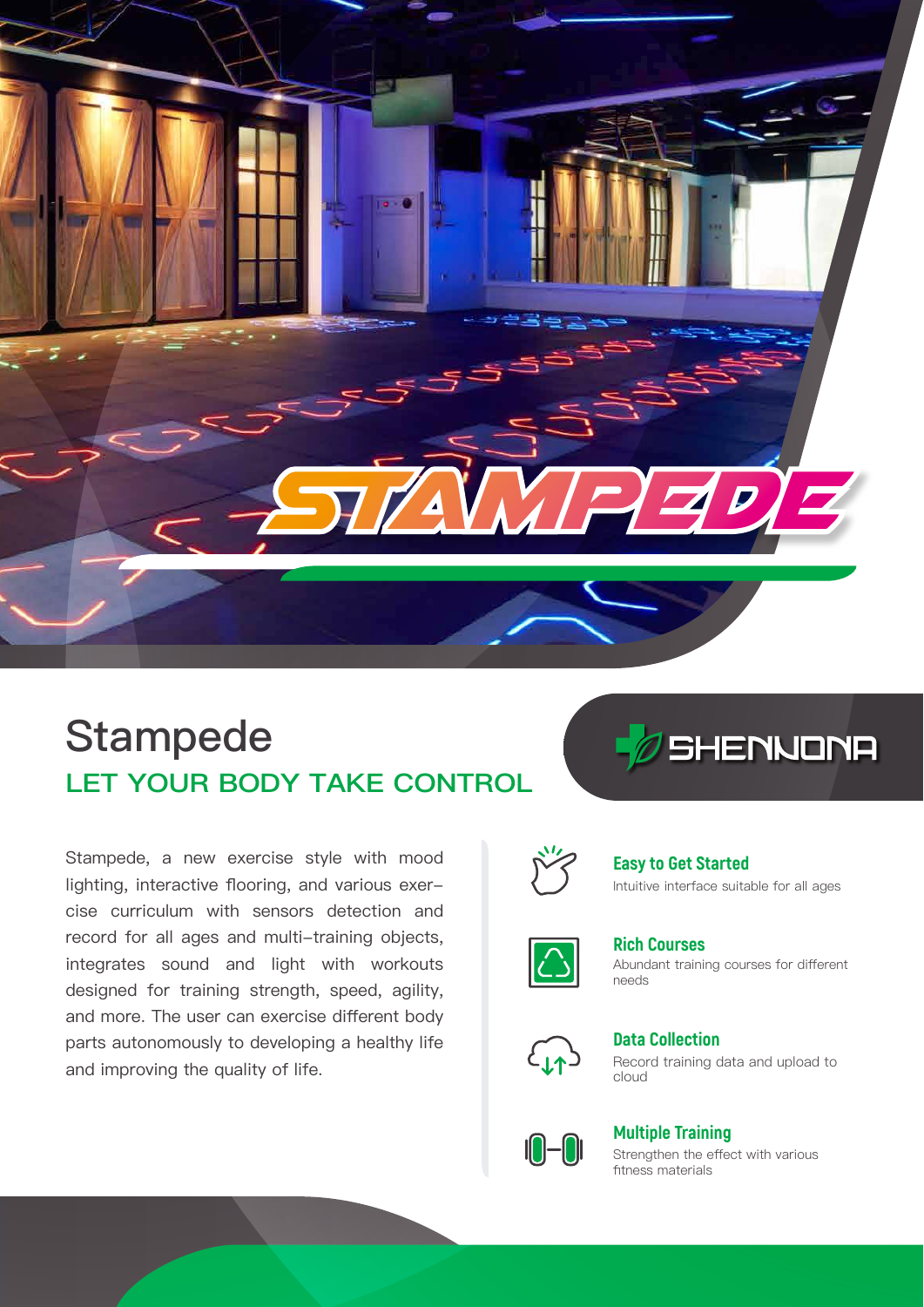# STAMPEDE

## Stampede

### LET YOUR BODY TAKE CONTROL

SHENNONA

Stampede, a new exercise style with mood lighting, interactive flooring, and various exercise curriculum with sensors detection and record for all ages and multi-training objects, integrates sound and light with workouts designed for training strength, speed, agility, and more. The user can exercise different body parts autonomously to developing a healthy life and improving the quality of life.

**Easy to Get Started**
Intuitive interface suitable for all ages

**Rich Courses**
Abundant training courses for different needs

**Data Collection**
Record training data and upload to cloud

**Multiple Training**
Strengthen the effect with various fitness materials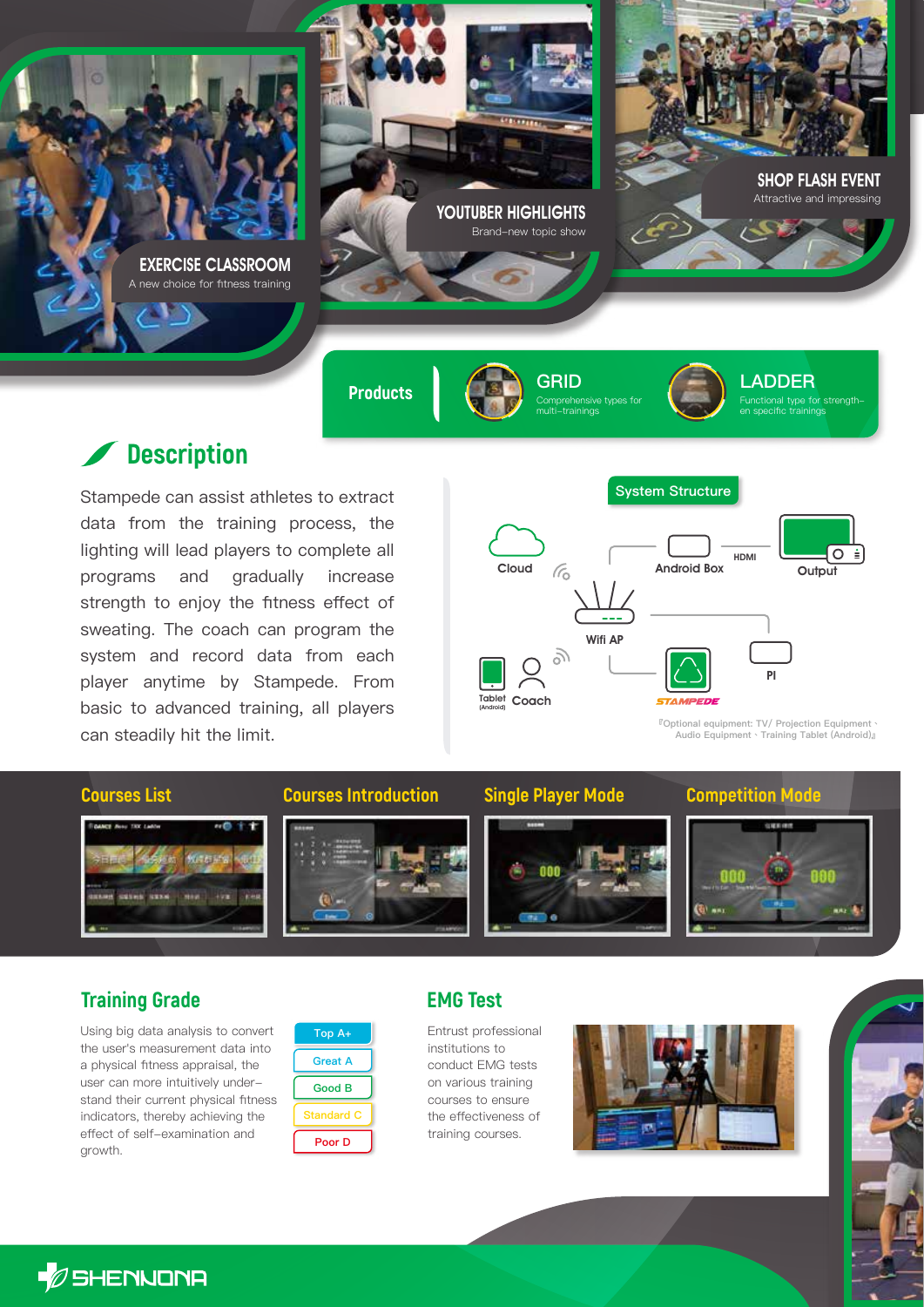**EXERCISE CLASSROOM**
A new choice for fitness training

**YOUTUBER HIGHLIGHTS**
Brand-new topic show

**SHOP FLASH EVENT**
Attractive and impressing

**Products**

**GRID**
Comprehensive types for multi-trainings

**LADDER**
Functional type for strength-en specific trainings

## Description

Stampede can assist athletes to extract data from the training process, the lighting will lead players to complete all programs and gradually increase strength to enjoy the fitness effect of sweating. The coach can program the system and record data from each player anytime by Stampede. From basic to advanced training, all players can steadily hit the limit.

### System Structure

Cloud, Android Box, HDMI, Output, Wifi AP, PI, Tablet (Android), Coach, STAMPEDE

『Optional equipment: TV/ Projection Equipment、Audio Equipment、Training Tablet (Android)』

**Courses List** | **Courses Introduction** | **Single Player Mode** | **Competition Mode**

## Training Grade

Using big data analysis to convert the user's measurement data into a physical fitness appraisal, the user can more intuitively understand their current physical fitness indicators, thereby achieving the effect of self-examination and growth.

- Top A+
- Great A
- Good B
- Standard C
- Poor D

## EMG Test

Entrust professional institutions to conduct EMG tests on various training courses to ensure the effectiveness of training courses.

SHENNONA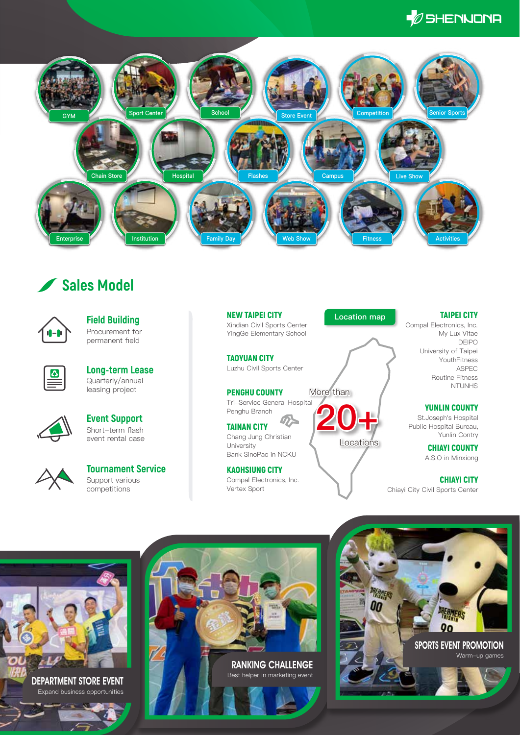SHENNONA

GYM

Sport Center

School

Store Event

Competition

Senior Sports

Chain Store

Hospital

Flashes

Campus

Live Show

Enterprise

Institution

Family Day

Web Show

Fitness

Activities

## Sales Model

### Field Building
Procurement for permanent field

### Long-term Lease
Quarterly/annual leasing project

### Event Support
Short-term flash event rental case

### Tournament Service
Support various competitions

**Location map**

More than **20+** Locations

**NEW TAIPEI CITY**
Xindian Civil Sports Center
YingGe Elementary School

**TAOYUAN CITY**
Luzhu Civil Sports Center

**PENGHU COUNTY**
Tri-Service General Hospital Penghu Branch

**TAINAN CITY**
Chang Jung Christian University
Bank SinoPac in NCKU

**KAOHSIUNG CITY**
Compal Electronics, Inc.
Vertex Sport

**TAIPEI CITY**
Compal Electronics, Inc.
My Lux Vitae
DEIPO
University of Taipei
YouthFitness
ASPEC
Routine Fitness
NTUNHS

**YUNLIN COUNTY**
St.Joseph's Hospital
Public Hospital Bureau, Yunlin Contry

**CHIAYI COUNTY**
A.S.O in Minxiong

**CHIAYI CITY**
Chiayi City Civil Sports Center

**DEPARTMENT STORE EVENT**
Expand business opportunities

**RANKING CHALLENGE**
Best helper in marketing event

**SPORTS EVENT PROMOTION**
Warm-up games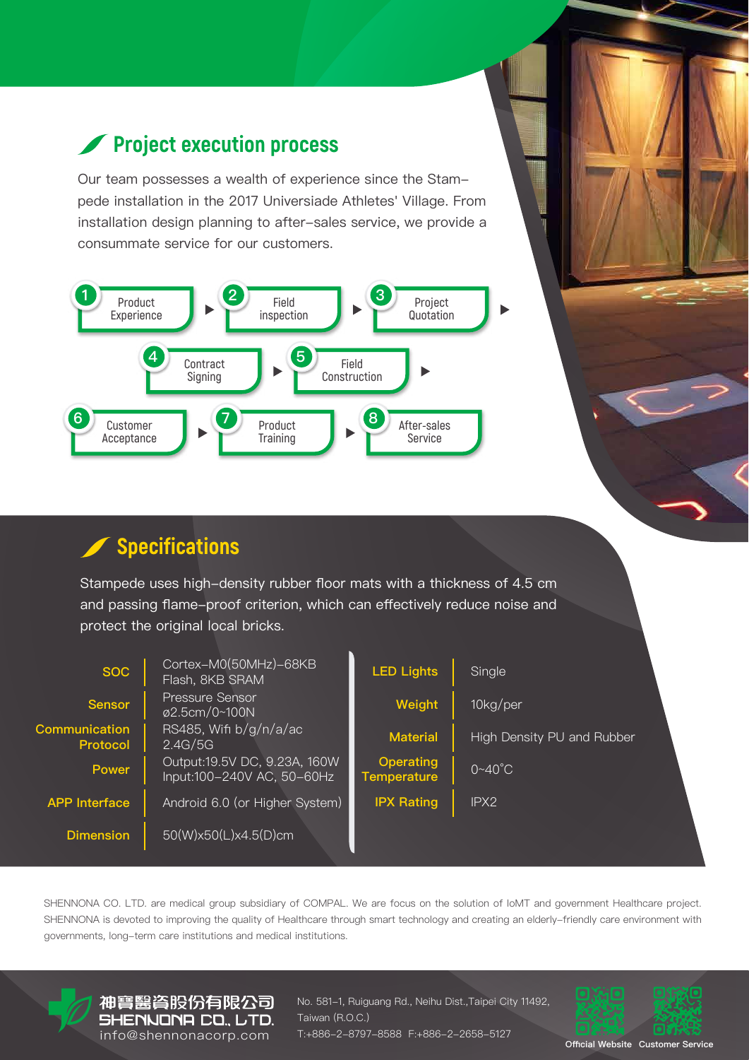## Project execution process

Our team possesses a wealth of experience since the Stampede installation in the 2017 Universiade Athletes' Village. From installation design planning to after-sales service, we provide a consummate service for our customers.

1. Product Experience
2. Field inspection
3. Project Quotation
4. Contract Signing
5. Field Construction
6. Customer Acceptance
7. Product Training
8. After-sales Service

## Specifications

Stampede uses high-density rubber floor mats with a thickness of 4.5 cm and passing flame-proof criterion, which can effectively reduce noise and protect the original local bricks.

| | |
|---|---|
| SOC | Cortex-M0(50MHz)-68KB Flash, 8KB SRAM |
| Sensor | Pressure Sensor ø2.5cm/0~100N |
| Communication Protocol | RS485, Wifi b/g/n/a/ac 2.4G/5G |
| Power | Output:19.5V DC, 9.23A, 160W Input:100-240V AC, 50-60Hz |
| APP Interface | Android 6.0 (or Higher System) |
| Dimension | 50(W)x50(L)x4.5(D)cm |
| LED Lights | Single |
| Weight | 10kg/per |
| Material | High Density PU and Rubber |
| Operating Temperature | 0~40˚C |
| IPX Rating | IPX2 |

SHENNONA CO. LTD. are medical group subsidiary of COMPAL. We are focus on the solution of IoMT and government Healthcare project. SHENNONA is devoted to improving the quality of Healthcare through smart technology and creating an elderly-friendly care environment with governments, long-term care institutions and medical institutions.

神寶醫資股份有限公司
SHENNONA CO., LTD.
info@shennonacorp.com

No. 581-1, Ruiguang Rd., Neihu Dist.,Taipei City 11492, Taiwan (R.O.C.)
T:+886-2-8797-8588 F:+886-2-2658-5127

Official Website Customer Service